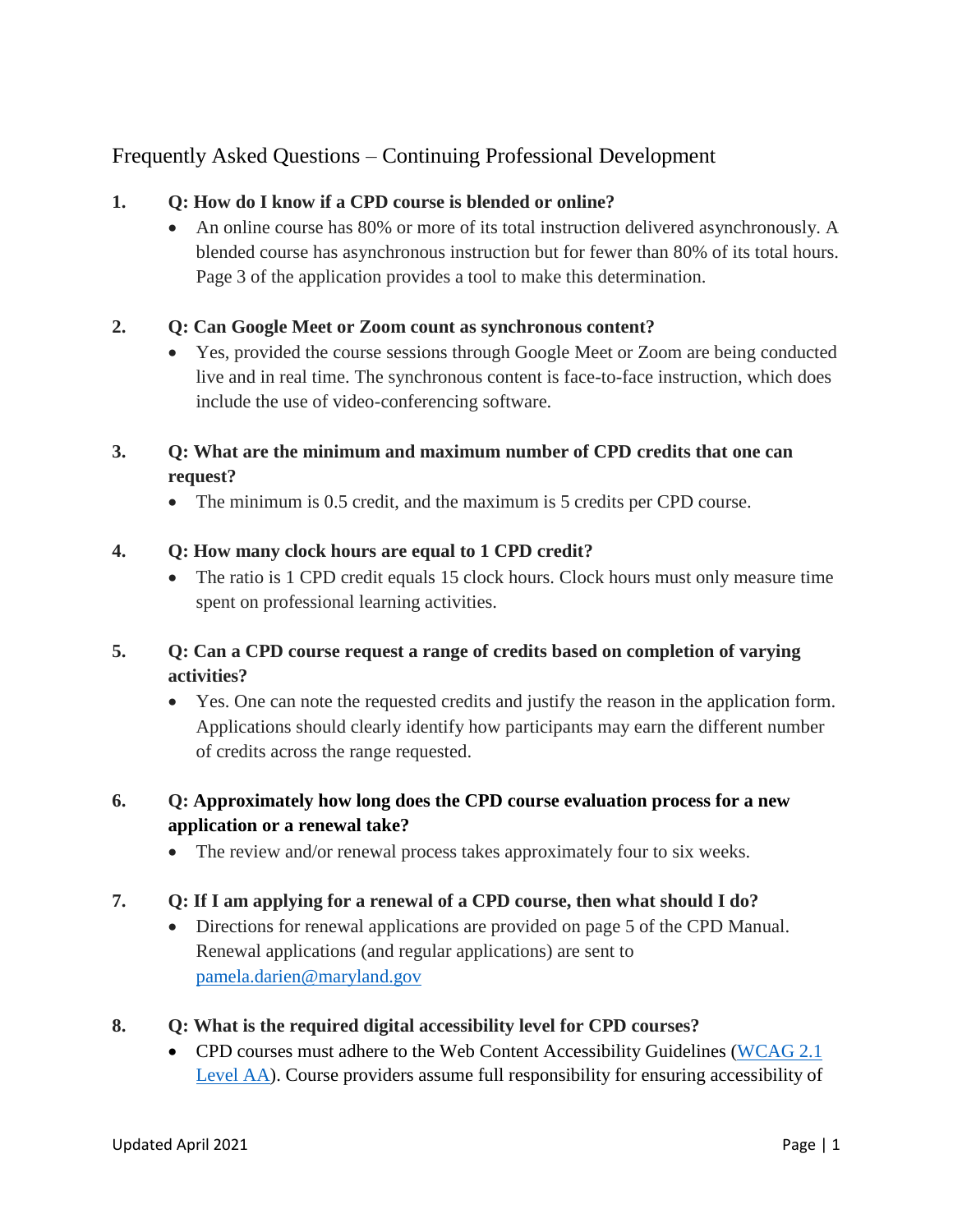# Frequently Asked Questions – Continuing Professional Development

1. **Q: How do I know if a CPD course is blended or online?**
   - An online course has 80% or more of its total instruction delivered asynchronously. A blended course has asynchronous instruction but for fewer than 80% of its total hours. Page 3 of the application provides a tool to make this determination.

2. **Q: Can Google Meet or Zoom count as synchronous content?**
   - Yes, provided the course sessions through Google Meet or Zoom are being conducted live and in real time. The synchronous content is face-to-face instruction, which does include the use of video-conferencing software.

3. **Q: What are the minimum and maximum number of CPD credits that one can request?**
   - The minimum is 0.5 credit, and the maximum is 5 credits per CPD course.

4. **Q: How many clock hours are equal to 1 CPD credit?**
   - The ratio is 1 CPD credit equals 15 clock hours. Clock hours must only measure time spent on professional learning activities.

5. **Q: Can a CPD course request a range of credits based on completion of varying activities?**
   - Yes. One can note the requested credits and justify the reason in the application form. Applications should clearly identify how participants may earn the different number of credits across the range requested.

6. **Q: Approximately how long does the CPD course evaluation process for a new application or a renewal take?**
   - The review and/or renewal process takes approximately four to six weeks.

7. **Q: If I am applying for a renewal of a CPD course, then what should I do?**
   - Directions for renewal applications are provided on page 5 of the CPD Manual. Renewal applications (and regular applications) are sent to [pamela.darien@maryland.gov](mailto:pamela.darien@maryland.gov)

8. **Q: What is the required digital accessibility level for CPD courses?**
   - CPD courses must adhere to the Web Content Accessibility Guidelines ([WCAG 2.1 Level AA](#)). Course providers assume full responsibility for ensuring accessibility of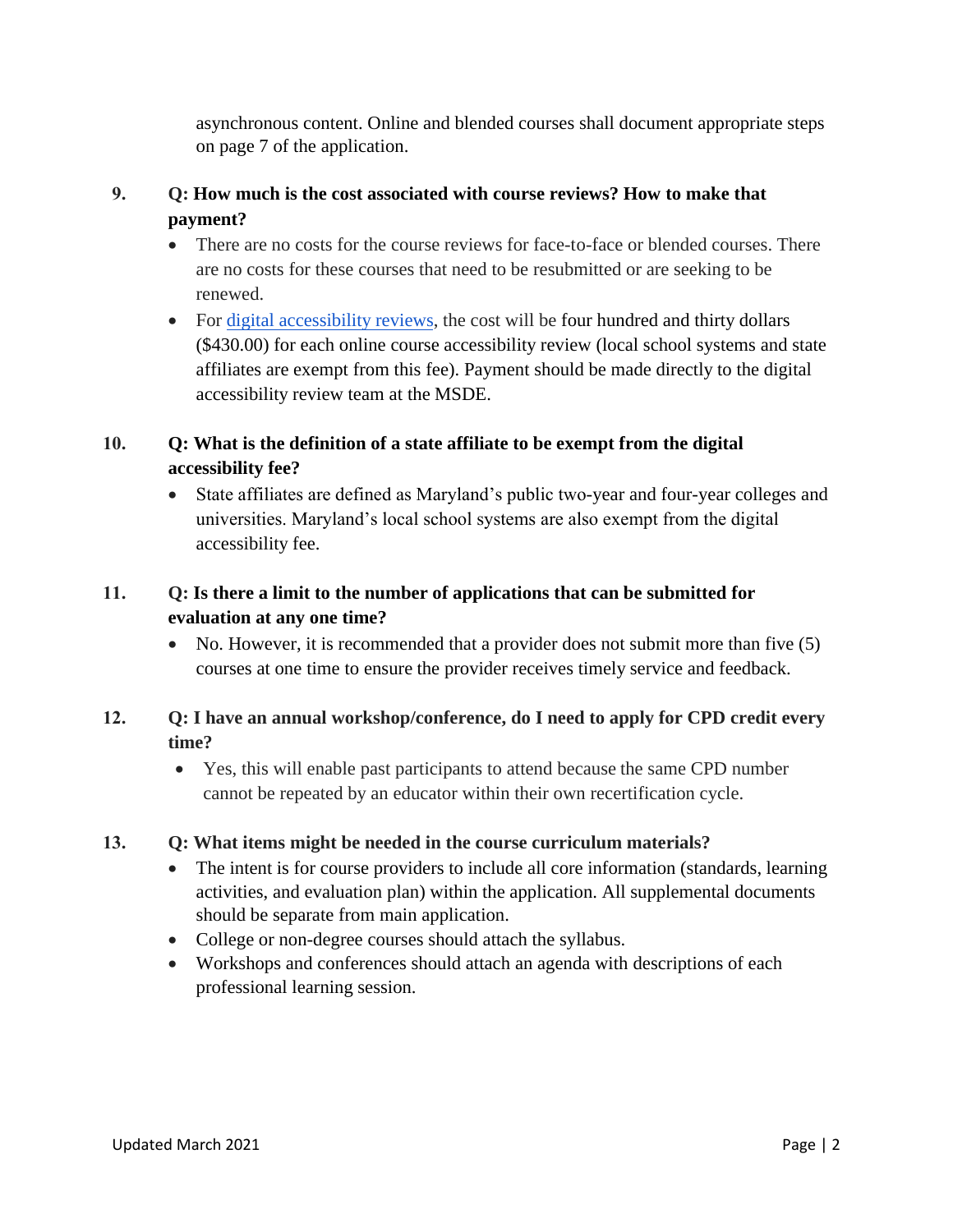asynchronous content. Online and blended courses shall document appropriate steps on page 7 of the application.

9. **Q: How much is the cost associated with course reviews? How to make that payment?**
   - There are no costs for the course reviews for face-to-face or blended courses. There are no costs for these courses that need to be resubmitted or are seeking to be renewed.
   - For digital accessibility reviews, the cost will be four hundred and thirty dollars ($430.00) for each online course accessibility review (local school systems and state affiliates are exempt from this fee). Payment should be made directly to the digital accessibility review team at the MSDE.

10. **Q: What is the definition of a state affiliate to be exempt from the digital accessibility fee?**
    - State affiliates are defined as Maryland's public two-year and four-year colleges and universities. Maryland's local school systems are also exempt from the digital accessibility fee.

11. **Q: Is there a limit to the number of applications that can be submitted for evaluation at any one time?**
    - No. However, it is recommended that a provider does not submit more than five (5) courses at one time to ensure the provider receives timely service and feedback.

12. **Q: I have an annual workshop/conference, do I need to apply for CPD credit every time?**
    - Yes, this will enable past participants to attend because the same CPD number cannot be repeated by an educator within their own recertification cycle.

13. **Q: What items might be needed in the course curriculum materials?**
    - The intent is for course providers to include all core information (standards, learning activities, and evaluation plan) within the application. All supplemental documents should be separate from main application.
    - College or non-degree courses should attach the syllabus.
    - Workshops and conferences should attach an agenda with descriptions of each professional learning session.

Updated March 2021